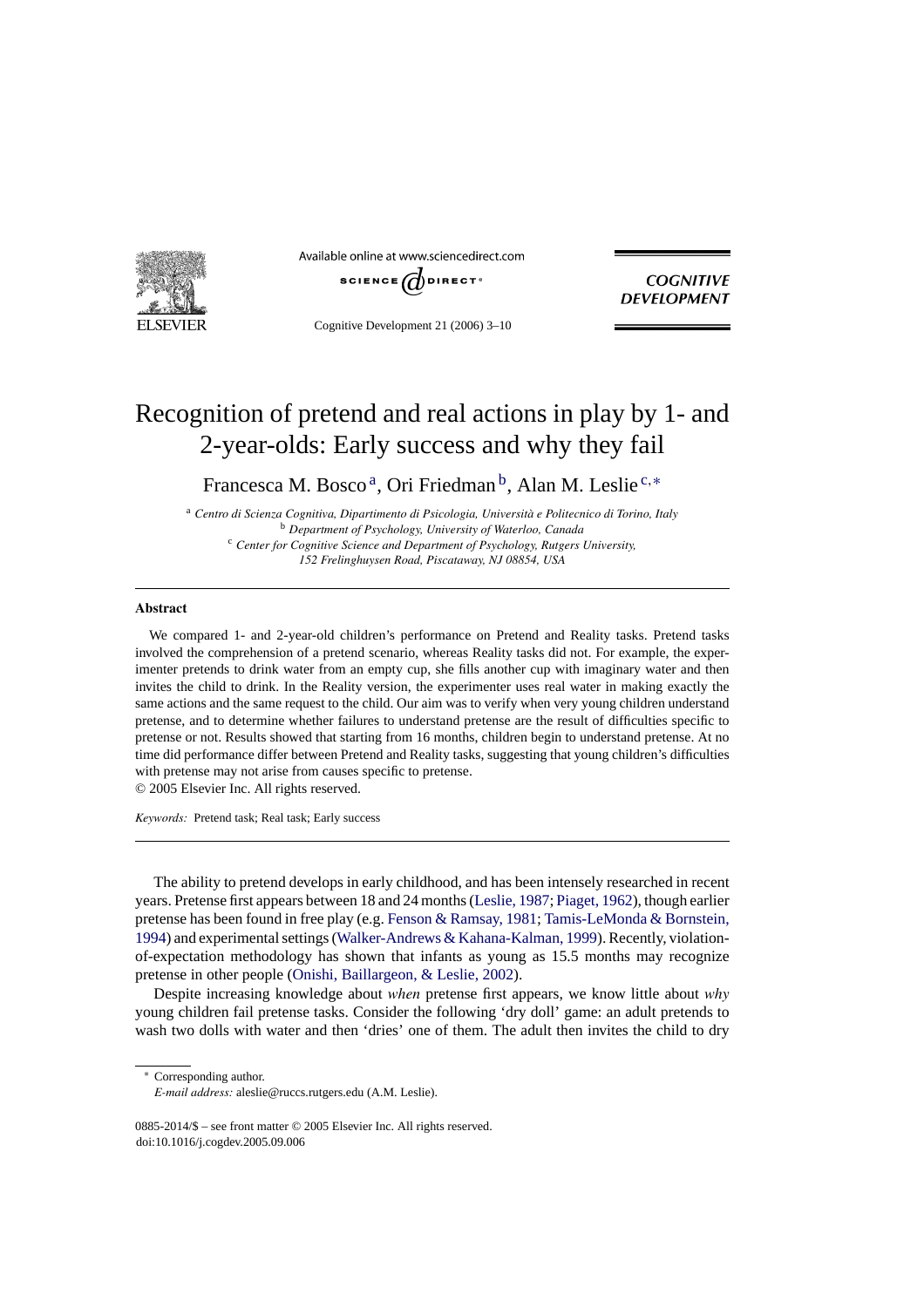# Recognition of pretend and real actions in play by 1- and 2-year-olds: Early success and why they fail

Francesca M. Bosco[a], Ori Friedman[b], Alan M. Leslie[c,*]

[a] *Centro di Scienza Cognitiva, Dipartimento di Psicologia, Università e Politecnico di Torino, Italy*
[b] *Department of Psychology, University of Waterloo, Canada*
[c] *Center for Cognitive Science and Department of Psychology, Rutgers University, 152 Frelinghuysen Road, Piscataway, NJ 08854, USA*

## Abstract

We compared 1- and 2-year-old children's performance on Pretend and Reality tasks. Pretend tasks involved the comprehension of a pretend scenario, whereas Reality tasks did not. For example, the experimenter pretends to drink water from an empty cup, she fills another cup with imaginary water and then invites the child to drink. In the Reality version, the experimenter uses real water in making exactly the same actions and the same request to the child. Our aim was to verify when very young children understand pretense, and to determine whether failures to understand pretense are the result of difficulties specific to pretense or not. Results showed that starting from 16 months, children begin to understand pretense. At no time did performance differ between Pretend and Reality tasks, suggesting that young children's difficulties with pretense may not arise from causes specific to pretense.

© 2005 Elsevier Inc. All rights reserved.

*Keywords:* Pretend task; Real task; Early success

The ability to pretend develops in early childhood, and has been intensely researched in recent years. Pretense first appears between 18 and 24 months (Leslie, 1987; Piaget, 1962), though earlier pretense has been found in free play (e.g. Fenson & Ramsay, 1981; Tamis-LeMonda & Bornstein, 1994) and experimental settings (Walker-Andrews & Kahana-Kalman, 1999). Recently, violation-of-expectation methodology has shown that infants as young as 15.5 months may recognize pretense in other people (Onishi, Baillargeon, & Leslie, 2002).

Despite increasing knowledge about *when* pretense first appears, we know little about *why* young children fail pretense tasks. Consider the following 'dry doll' game: an adult pretends to wash two dolls with water and then 'dries' one of them. The adult then invites the child to dry

\* Corresponding author.
*E-mail address:* aleslie@ruccs.rutgers.edu (A.M. Leslie).

0885-2014/$ – see front matter © 2005 Elsevier Inc. All rights reserved.
doi:10.1016/j.cogdev.2005.09.006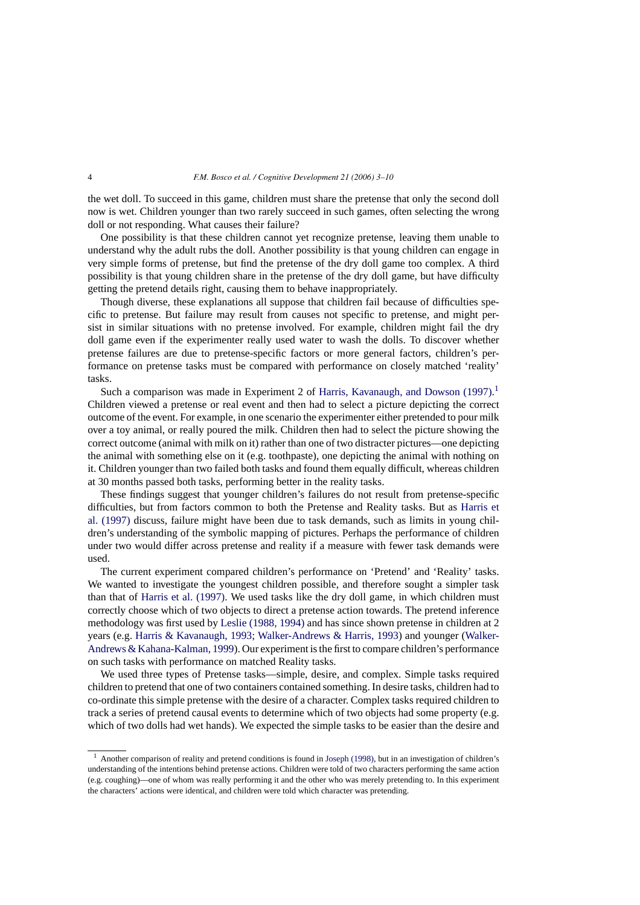the wet doll. To succeed in this game, children must share the pretense that only the second doll now is wet. Children younger than two rarely succeed in such games, often selecting the wrong doll or not responding. What causes their failure?

One possibility is that these children cannot yet recognize pretense, leaving them unable to understand why the adult rubs the doll. Another possibility is that young children can engage in very simple forms of pretense, but find the pretense of the dry doll game too complex. A third possibility is that young children share in the pretense of the dry doll game, but have difficulty getting the pretend details right, causing them to behave inappropriately.

Though diverse, these explanations all suppose that children fail because of difficulties specific to pretense. But failure may result from causes not specific to pretense, and might persist in similar situations with no pretense involved. For example, children might fail the dry doll game even if the experimenter really used water to wash the dolls. To discover whether pretense failures are due to pretense-specific factors or more general factors, children's performance on pretense tasks must be compared with performance on closely matched 'reality' tasks.

Such a comparison was made in Experiment 2 of Harris, Kavanaugh, and Dowson (1997).[1] Children viewed a pretense or real event and then had to select a picture depicting the correct outcome of the event. For example, in one scenario the experimenter either pretended to pour milk over a toy animal, or really poured the milk. Children then had to select the picture showing the correct outcome (animal with milk on it) rather than one of two distracter pictures—one depicting the animal with something else on it (e.g. toothpaste), one depicting the animal with nothing on it. Children younger than two failed both tasks and found them equally difficult, whereas children at 30 months passed both tasks, performing better in the reality tasks.

These findings suggest that younger children's failures do not result from pretense-specific difficulties, but from factors common to both the Pretense and Reality tasks. But as Harris et al. (1997) discuss, failure might have been due to task demands, such as limits in young children's understanding of the symbolic mapping of pictures. Perhaps the performance of children under two would differ across pretense and reality if a measure with fewer task demands were used.

The current experiment compared children's performance on 'Pretend' and 'Reality' tasks. We wanted to investigate the youngest children possible, and therefore sought a simpler task than that of Harris et al. (1997). We used tasks like the dry doll game, in which children must correctly choose which of two objects to direct a pretense action towards. The pretend inference methodology was first used by Leslie (1988, 1994) and has since shown pretense in children at 2 years (e.g. Harris & Kavanaugh, 1993; Walker-Andrews & Harris, 1993) and younger (Walker-Andrews & Kahana-Kalman, 1999). Our experiment is the first to compare children's performance on such tasks with performance on matched Reality tasks.

We used three types of Pretense tasks—simple, desire, and complex. Simple tasks required children to pretend that one of two containers contained something. In desire tasks, children had to co-ordinate this simple pretense with the desire of a character. Complex tasks required children to track a series of pretend causal events to determine which of two objects had some property (e.g. which of two dolls had wet hands). We expected the simple tasks to be easier than the desire and

[1] Another comparison of reality and pretend conditions is found in Joseph (1998), but in an investigation of children's understanding of the intentions behind pretense actions. Children were told of two characters performing the same action (e.g. coughing)—one of whom was really performing it and the other who was merely pretending to. In this experiment the characters' actions were identical, and children were told which character was pretending.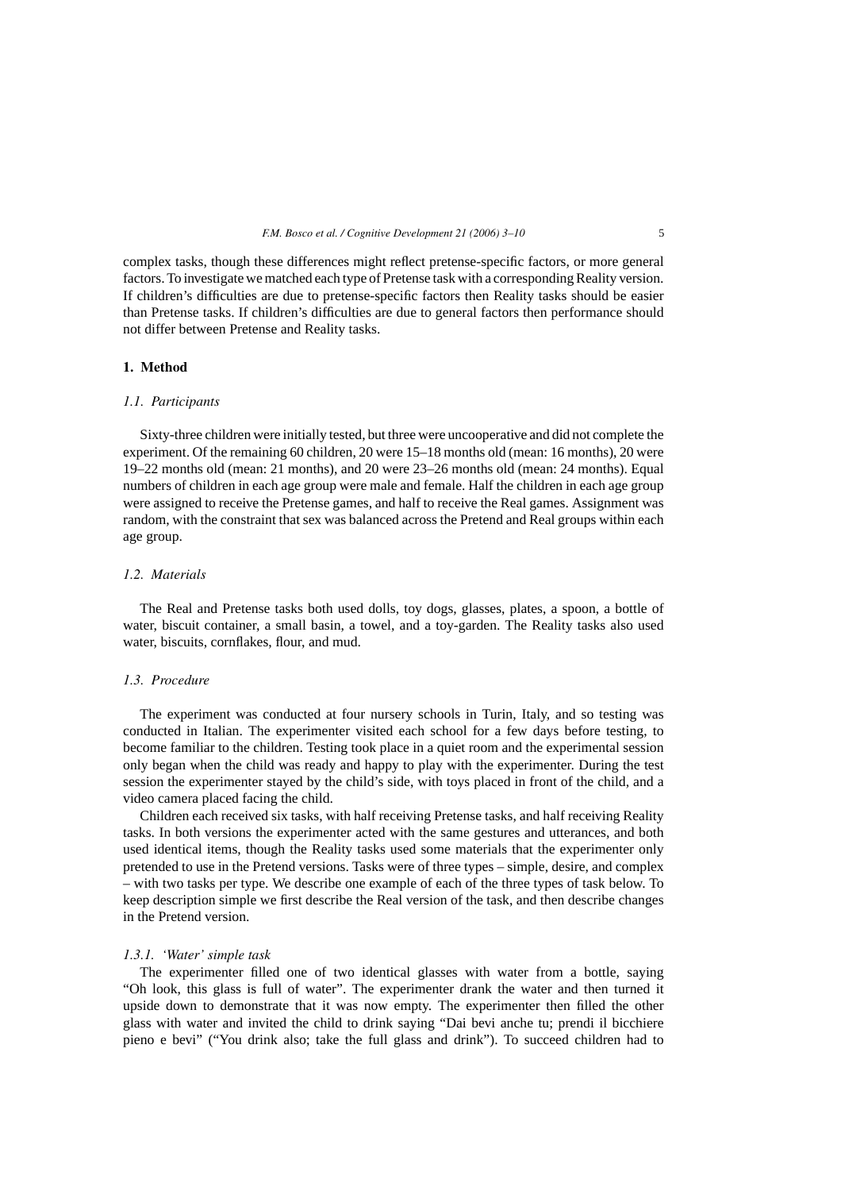complex tasks, though these differences might reflect pretense-specific factors, or more general factors. To investigate we matched each type of Pretense task with a corresponding Reality version. If children's difficulties are due to pretense-specific factors then Reality tasks should be easier than Pretense tasks. If children's difficulties are due to general factors then performance should not differ between Pretense and Reality tasks.

## 1. Method

### *1.1. Participants*

Sixty-three children were initially tested, but three were uncooperative and did not complete the experiment. Of the remaining 60 children, 20 were 15–18 months old (mean: 16 months), 20 were 19–22 months old (mean: 21 months), and 20 were 23–26 months old (mean: 24 months). Equal numbers of children in each age group were male and female. Half the children in each age group were assigned to receive the Pretense games, and half to receive the Real games. Assignment was random, with the constraint that sex was balanced across the Pretend and Real groups within each age group.

### *1.2. Materials*

The Real and Pretense tasks both used dolls, toy dogs, glasses, plates, a spoon, a bottle of water, biscuit container, a small basin, a towel, and a toy-garden. The Reality tasks also used water, biscuits, cornflakes, flour, and mud.

### *1.3. Procedure*

The experiment was conducted at four nursery schools in Turin, Italy, and so testing was conducted in Italian. The experimenter visited each school for a few days before testing, to become familiar to the children. Testing took place in a quiet room and the experimental session only began when the child was ready and happy to play with the experimenter. During the test session the experimenter stayed by the child's side, with toys placed in front of the child, and a video camera placed facing the child.

Children each received six tasks, with half receiving Pretense tasks, and half receiving Reality tasks. In both versions the experimenter acted with the same gestures and utterances, and both used identical items, though the Reality tasks used some materials that the experimenter only pretended to use in the Pretend versions. Tasks were of three types – simple, desire, and complex – with two tasks per type. We describe one example of each of the three types of task below. To keep description simple we first describe the Real version of the task, and then describe changes in the Pretend version.

#### *1.3.1. 'Water' simple task*

The experimenter filled one of two identical glasses with water from a bottle, saying "Oh look, this glass is full of water". The experimenter drank the water and then turned it upside down to demonstrate that it was now empty. The experimenter then filled the other glass with water and invited the child to drink saying "Dai bevi anche tu; prendi il bicchiere pieno e bevi" ("You drink also; take the full glass and drink"). To succeed children had to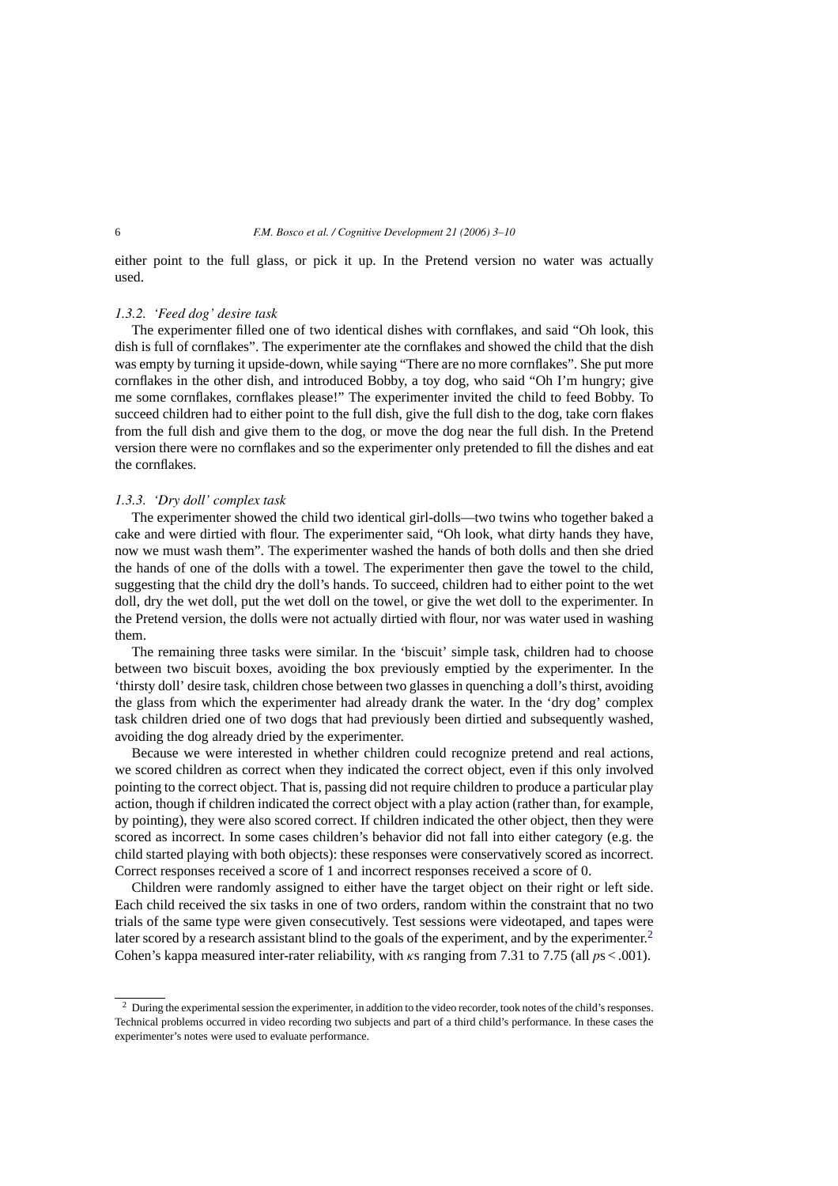either point to the full glass, or pick it up. In the Pretend version no water was actually used.

### *1.3.2. 'Feed dog' desire task*

The experimenter filled one of two identical dishes with cornflakes, and said "Oh look, this dish is full of cornflakes". The experimenter ate the cornflakes and showed the child that the dish was empty by turning it upside-down, while saying "There are no more cornflakes". She put more cornflakes in the other dish, and introduced Bobby, a toy dog, who said "Oh I'm hungry; give me some cornflakes, cornflakes please!" The experimenter invited the child to feed Bobby. To succeed children had to either point to the full dish, give the full dish to the dog, take corn flakes from the full dish and give them to the dog, or move the dog near the full dish. In the Pretend version there were no cornflakes and so the experimenter only pretended to fill the dishes and eat the cornflakes.

### *1.3.3. 'Dry doll' complex task*

The experimenter showed the child two identical girl-dolls—two twins who together baked a cake and were dirtied with flour. The experimenter said, "Oh look, what dirty hands they have, now we must wash them". The experimenter washed the hands of both dolls and then she dried the hands of one of the dolls with a towel. The experimenter then gave the towel to the child, suggesting that the child dry the doll's hands. To succeed, children had to either point to the wet doll, dry the wet doll, put the wet doll on the towel, or give the wet doll to the experimenter. In the Pretend version, the dolls were not actually dirtied with flour, nor was water used in washing them.

The remaining three tasks were similar. In the 'biscuit' simple task, children had to choose between two biscuit boxes, avoiding the box previously emptied by the experimenter. In the 'thirsty doll' desire task, children chose between two glasses in quenching a doll's thirst, avoiding the glass from which the experimenter had already drank the water. In the 'dry dog' complex task children dried one of two dogs that had previously been dirtied and subsequently washed, avoiding the dog already dried by the experimenter.

Because we were interested in whether children could recognize pretend and real actions, we scored children as correct when they indicated the correct object, even if this only involved pointing to the correct object. That is, passing did not require children to produce a particular play action, though if children indicated the correct object with a play action (rather than, for example, by pointing), they were also scored correct. If children indicated the other object, then they were scored as incorrect. In some cases children's behavior did not fall into either category (e.g. the child started playing with both objects): these responses were conservatively scored as incorrect. Correct responses received a score of 1 and incorrect responses received a score of 0.

Children were randomly assigned to either have the target object on their right or left side. Each child received the six tasks in one of two orders, random within the constraint that no two trials of the same type were given consecutively. Test sessions were videotaped, and tapes were later scored by a research assistant blind to the goals of the experiment, and by the experimenter.[2] Cohen's kappa measured inter-rater reliability, with $\kappa$s ranging from 7.31 to 7.75 (all $p$s $< .001$).

[2] During the experimental session the experimenter, in addition to the video recorder, took notes of the child's responses. Technical problems occurred in video recording two subjects and part of a third child's performance. In these cases the experimenter's notes were used to evaluate performance.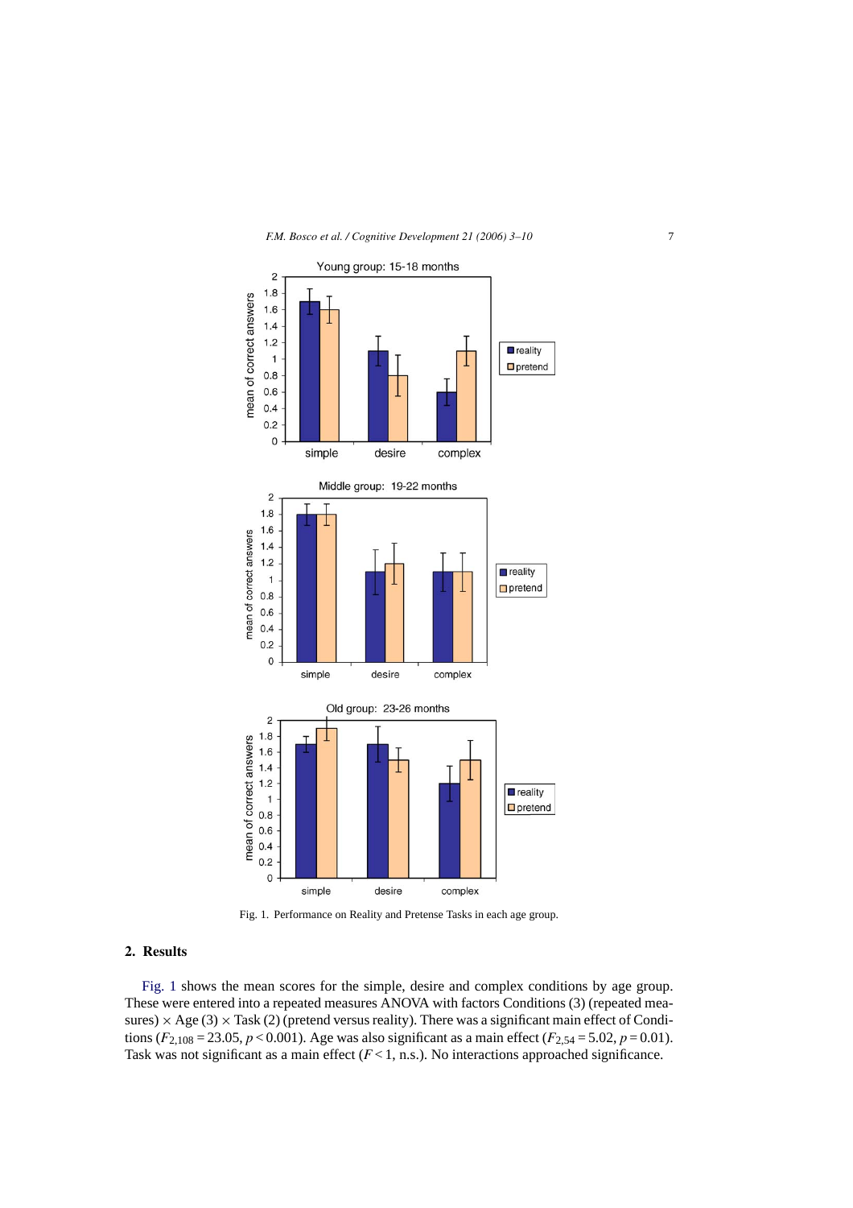Fig. 1. Performance on Reality and Pretense Tasks in each age group.

## 2. Results

Fig. 1 shows the mean scores for the simple, desire and complex conditions by age group. These were entered into a repeated measures ANOVA with factors Conditions (3) (repeated measures) × Age (3) × Task (2) (pretend versus reality). There was a significant main effect of Conditions ($F_{2,108} = 23.05$, $p < 0.001$). Age was also significant as a main effect ($F_{2,54} = 5.02$, $p = 0.01$). Task was not significant as a main effect ($F < 1$, n.s.). No interactions approached significance.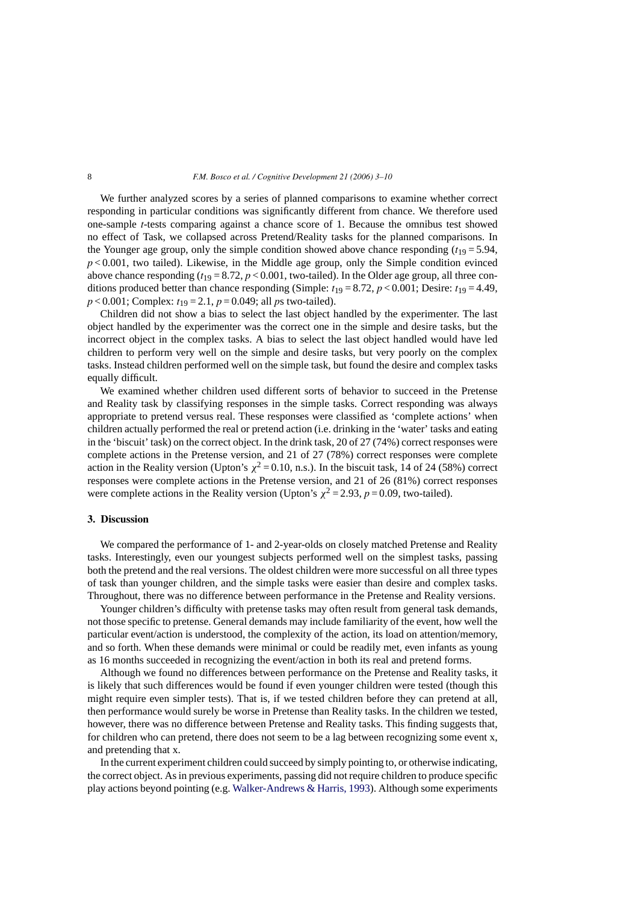We further analyzed scores by a series of planned comparisons to examine whether correct responding in particular conditions was significantly different from chance. We therefore used one-sample *t*-tests comparing against a chance score of 1. Because the omnibus test showed no effect of Task, we collapsed across Pretend/Reality tasks for the planned comparisons. In the Younger age group, only the simple condition showed above chance responding ($t_{19} = 5.94$, $p < 0.001$, two tailed). Likewise, in the Middle age group, only the Simple condition evinced above chance responding ($t_{19} = 8.72$, $p < 0.001$, two-tailed). In the Older age group, all three conditions produced better than chance responding (Simple: $t_{19} = 8.72$, $p < 0.001$; Desire: $t_{19} = 4.49$, $p < 0.001$; Complex: $t_{19} = 2.1$, $p = 0.049$; all *p*s two-tailed).

Children did not show a bias to select the last object handled by the experimenter. The last object handled by the experimenter was the correct one in the simple and desire tasks, but the incorrect object in the complex tasks. A bias to select the last object handled would have led children to perform very well on the simple and desire tasks, but very poorly on the complex tasks. Instead children performed well on the simple task, but found the desire and complex tasks equally difficult.

We examined whether children used different sorts of behavior to succeed in the Pretense and Reality task by classifying responses in the simple tasks. Correct responding was always appropriate to pretend versus real. These responses were classified as 'complete actions' when children actually performed the real or pretend action (i.e. drinking in the 'water' tasks and eating in the 'biscuit' task) on the correct object. In the drink task, 20 of 27 (74%) correct responses were complete actions in the Pretense version, and 21 of 27 (78%) correct responses were complete action in the Reality version (Upton's $\chi^2 = 0.10$, n.s.). In the biscuit task, 14 of 24 (58%) correct responses were complete actions in the Pretense version, and 21 of 26 (81%) correct responses were complete actions in the Reality version (Upton's $\chi^2 = 2.93$, $p = 0.09$, two-tailed).

## 3. Discussion

We compared the performance of 1- and 2-year-olds on closely matched Pretense and Reality tasks. Interestingly, even our youngest subjects performed well on the simplest tasks, passing both the pretend and the real versions. The oldest children were more successful on all three types of task than younger children, and the simple tasks were easier than desire and complex tasks. Throughout, there was no difference between performance in the Pretense and Reality versions.

Younger children's difficulty with pretense tasks may often result from general task demands, not those specific to pretense. General demands may include familiarity of the event, how well the particular event/action is understood, the complexity of the action, its load on attention/memory, and so forth. When these demands were minimal or could be readily met, even infants as young as 16 months succeeded in recognizing the event/action in both its real and pretend forms.

Although we found no differences between performance on the Pretense and Reality tasks, it is likely that such differences would be found if even younger children were tested (though this might require even simpler tests). That is, if we tested children before they can pretend at all, then performance would surely be worse in Pretense than Reality tasks. In the children we tested, however, there was no difference between Pretense and Reality tasks. This finding suggests that, for children who can pretend, there does not seem to be a lag between recognizing some event x, and pretending that x.

In the current experiment children could succeed by simply pointing to, or otherwise indicating, the correct object. As in previous experiments, passing did not require children to produce specific play actions beyond pointing (e.g. Walker-Andrews & Harris, 1993). Although some experiments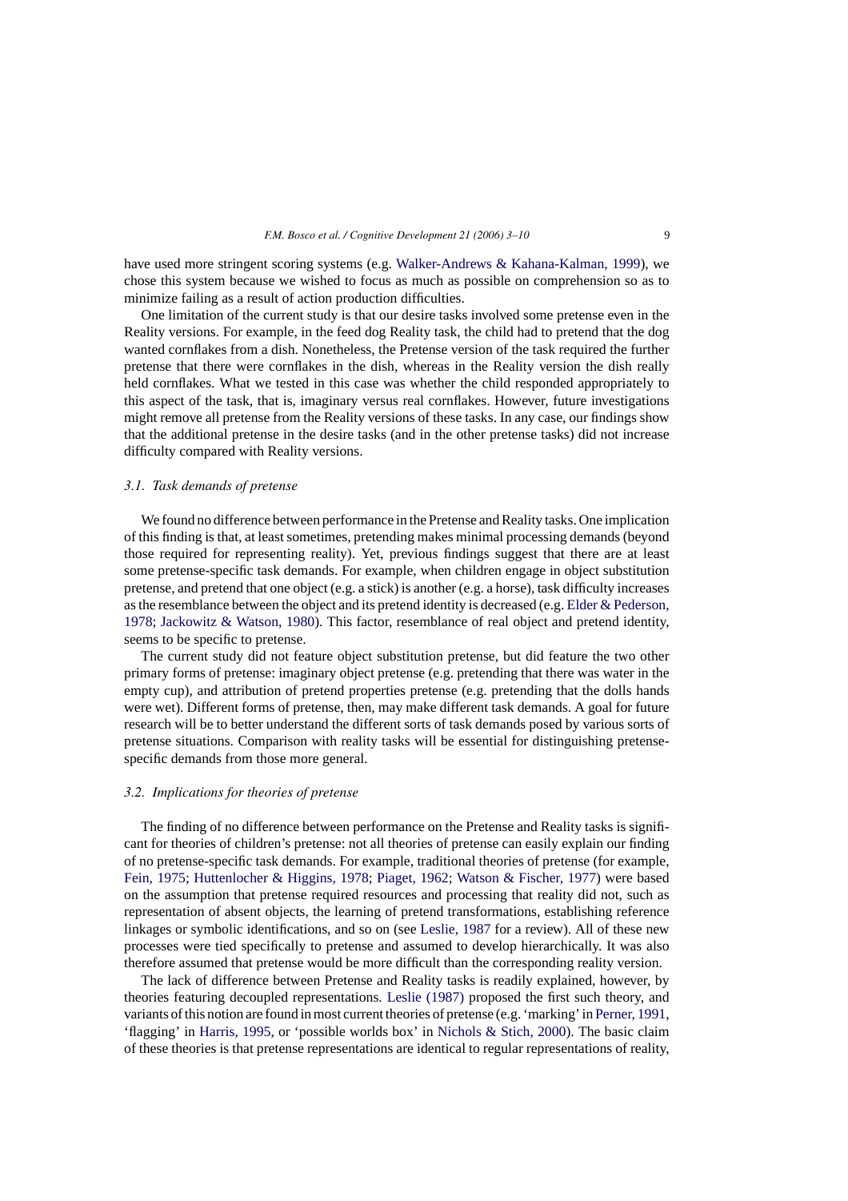have used more stringent scoring systems (e.g. Walker-Andrews & Kahana-Kalman, 1999), we chose this system because we wished to focus as much as possible on comprehension so as to minimize failing as a result of action production difficulties.

One limitation of the current study is that our desire tasks involved some pretense even in the Reality versions. For example, in the feed dog Reality task, the child had to pretend that the dog wanted cornflakes from a dish. Nonetheless, the Pretense version of the task required the further pretense that there were cornflakes in the dish, whereas in the Reality version the dish really held cornflakes. What we tested in this case was whether the child responded appropriately to this aspect of the task, that is, imaginary versus real cornflakes. However, future investigations might remove all pretense from the Reality versions of these tasks. In any case, our findings show that the additional pretense in the desire tasks (and in the other pretense tasks) did not increase difficulty compared with Reality versions.

### *3.1. Task demands of pretense*

We found no difference between performance in the Pretense and Reality tasks. One implication of this finding is that, at least sometimes, pretending makes minimal processing demands (beyond those required for representing reality). Yet, previous findings suggest that there are at least some pretense-specific task demands. For example, when children engage in object substitution pretense, and pretend that one object (e.g. a stick) is another (e.g. a horse), task difficulty increases as the resemblance between the object and its pretend identity is decreased (e.g. Elder & Pederson, 1978; Jackowitz & Watson, 1980). This factor, resemblance of real object and pretend identity, seems to be specific to pretense.

The current study did not feature object substitution pretense, but did feature the two other primary forms of pretense: imaginary object pretense (e.g. pretending that there was water in the empty cup), and attribution of pretend properties pretense (e.g. pretending that the dolls hands were wet). Different forms of pretense, then, may make different task demands. A goal for future research will be to better understand the different sorts of task demands posed by various sorts of pretense situations. Comparison with reality tasks will be essential for distinguishing pretense-specific demands from those more general.

### *3.2. Implications for theories of pretense*

The finding of no difference between performance on the Pretense and Reality tasks is significant for theories of children's pretense: not all theories of pretense can easily explain our finding of no pretense-specific task demands. For example, traditional theories of pretense (for example, Fein, 1975; Huttenlocher & Higgins, 1978; Piaget, 1962; Watson & Fischer, 1977) were based on the assumption that pretense required resources and processing that reality did not, such as representation of absent objects, the learning of pretend transformations, establishing reference linkages or symbolic identifications, and so on (see Leslie, 1987 for a review). All of these new processes were tied specifically to pretense and assumed to develop hierarchically. It was also therefore assumed that pretense would be more difficult than the corresponding reality version.

The lack of difference between Pretense and Reality tasks is readily explained, however, by theories featuring decoupled representations. Leslie (1987) proposed the first such theory, and variants of this notion are found in most current theories of pretense (e.g. 'marking' in Perner, 1991, 'flagging' in Harris, 1995, or 'possible worlds box' in Nichols & Stich, 2000). The basic claim of these theories is that pretense representations are identical to regular representations of reality,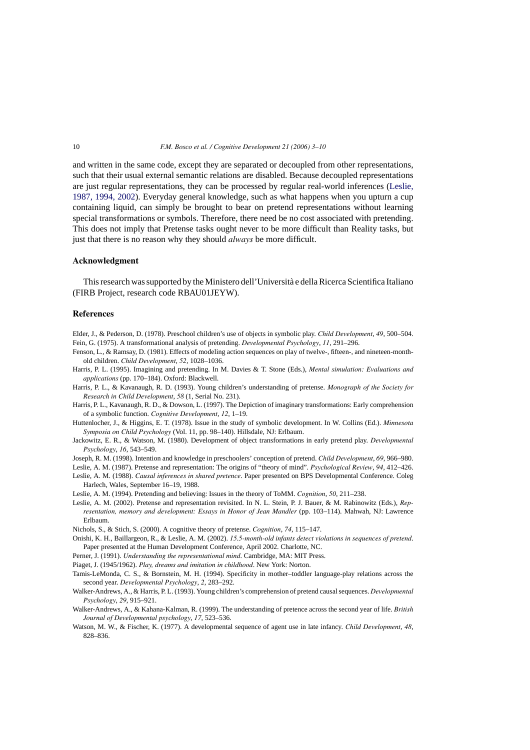and written in the same code, except they are separated or decoupled from other representations, such that their usual external semantic relations are disabled. Because decoupled representations are just regular representations, they can be processed by regular real-world inferences (Leslie, 1987, 1994, 2002). Everyday general knowledge, such as what happens when you upturn a cup containing liquid, can simply be brought to bear on pretend representations without learning special transformations or symbols. Therefore, there need be no cost associated with pretending. This does not imply that Pretense tasks ought never to be more difficult than Reality tasks, but just that there is no reason why they should *always* be more difficult.

## Acknowledgment

This research was supported by the Ministero dell'Università e della Ricerca Scientifica Italiano (FIRB Project, research code RBAU01JEYW).

## References

Elder, J., & Pederson, D. (1978). Preschool children's use of objects in symbolic play. *Child Development*, *49*, 500–504.

Fein, G. (1975). A transformational analysis of pretending. *Developmental Psychology*, *11*, 291–296.

Fenson, L., & Ramsay, D. (1981). Effects of modeling action sequences on play of twelve-, fifteen-, and nineteen-month-old children. *Child Development*, *52*, 1028–1036.

Harris, P. L. (1995). Imagining and pretending. In M. Davies & T. Stone (Eds.), *Mental simulation: Evaluations and applications* (pp. 170–184). Oxford: Blackwell.

Harris, P. L., & Kavanaugh, R. D. (1993). Young children's understanding of pretense. *Monograph of the Society for Research in Child Development*, *58* (1, Serial No. 231).

Harris, P. L., Kavanaugh, R. D., & Dowson, L. (1997). The Depiction of imaginary transformations: Early comprehension of a symbolic function. *Cognitive Development*, *12*, 1–19.

Huttenlocher, J., & Higgins, E. T. (1978). Issue in the study of symbolic development. In W. Collins (Ed.). *Minnesota Symposia on Child Psychology* (Vol. 11, pp. 98–140). Hillsdale, NJ: Erlbaum.

Jackowitz, E. R., & Watson, M. (1980). Development of object transformations in early pretend play. *Developmental Psychology*, *16*, 543–549.

Joseph, R. M. (1998). Intention and knowledge in preschoolers' conception of pretend. *Child Development*, *69*, 966–980.

Leslie, A. M. (1987). Pretense and representation: The origins of "theory of mind". *Psychological Review*, *94*, 412–426.

Leslie, A. M. (1988). *Causal inferences in shared pretence*. Paper presented on BPS Developmental Conference. Coleg Harlech, Wales, September 16–19, 1988.

Leslie, A. M. (1994). Pretending and believing: Issues in the theory of ToMM. *Cognition*, *50*, 211–238.

Leslie, A. M. (2002). Pretense and representation revisited. In N. L. Stein, P. J. Bauer, & M. Rabinowitz (Eds.), *Representation, memory and development: Essays in Honor of Jean Mandler* (pp. 103–114). Mahwah, NJ: Lawrence Erlbaum.

Nichols, S., & Stich, S. (2000). A cognitive theory of pretense. *Cognition*, *74*, 115–147.

Onishi, K. H., Baillargeon, R., & Leslie, A. M. (2002). *15.5-month-old infants detect violations in sequences of pretend*. Paper presented at the Human Development Conference, April 2002. Charlotte, NC.

Perner, J. (1991). *Understanding the representational mind*. Cambridge, MA: MIT Press.

Piaget, J. (1945/1962). *Play, dreams and imitation in childhood*. New York: Norton.

Tamis-LeMonda, C. S., & Bornstein, M. H. (1994). Specificity in mother–toddler language-play relations across the second year. *Developmental Psychology*, *2*, 283–292.

Walker-Andrews, A., & Harris, P. L. (1993). Young children's comprehension of pretend causal sequences. *Developmental Psychology*, *29*, 915–921.

Walker-Andrews, A., & Kahana-Kalman, R. (1999). The understanding of pretence across the second year of life. *British Journal of Developmental psychology*, *17*, 523–536.

Watson, M. W., & Fischer, K. (1977). A developmental sequence of agent use in late infancy. *Child Development*, *48*, 828–836.